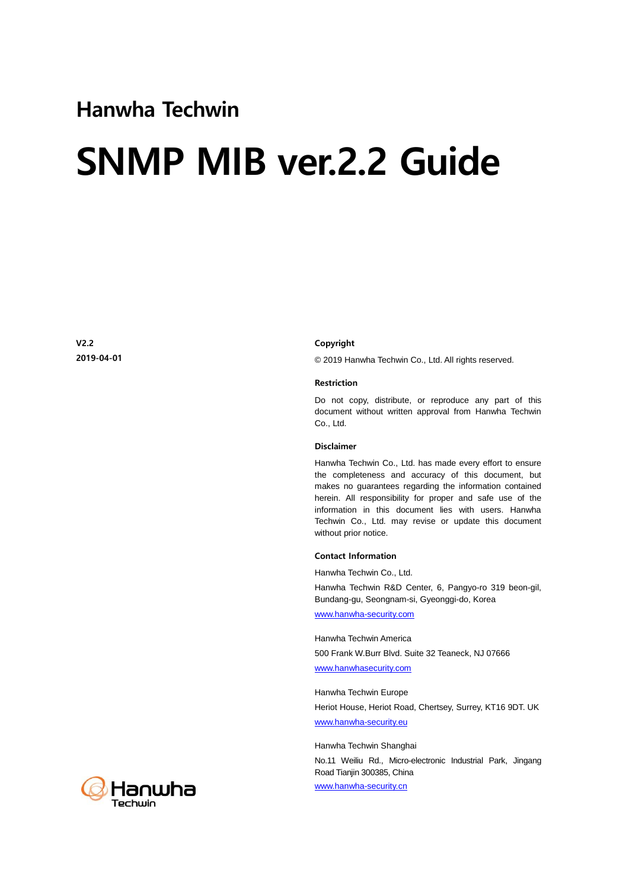Hanwha Techwin

# SNMP MIB ver.2.2 Guide

**V2.2**

**2019-04-01**

**Copyright**

© 2019 Hanwha Techwin Co., Ltd. All rights reserved.

**Restriction**

Do not copy, distribute, or reproduce any part of this document without written approval from Hanwha Techwin Co., Ltd.

**Disclaimer**

Hanwha Techwin Co., Ltd. has made every effort to ensure the completeness and accuracy of this document, but makes no guarantees regarding the information contained herein. All responsibility for proper and safe use of the information in this document lies with users. Hanwha Techwin Co., Ltd. may revise or update this document without prior notice.

**Contact Information**

Hanwha Techwin Co., Ltd.

Hanwha Techwin R&D Center, 6, Pangyo-ro 319 beon-gil, Bundang-gu, Seongnam-si, Gyeonggi-do, Korea

www.hanwha-security.com

Hanwha Techwin America

500 Frank W.Burr Blvd. Suite 32 Teaneck, NJ 07666

www.hanwhasecurity.com

Hanwha Techwin Europe

Heriot House, Heriot Road, Chertsey, Surrey, KT16 9DT. UK

www.hanwha-security.eu

Hanwha Techwin Shanghai

No.11 Weiliu Rd., Micro-electronic Industrial Park, Jingang Road Tianjin 300385, China

www.hanwha-security.cn

Hanwha Techwin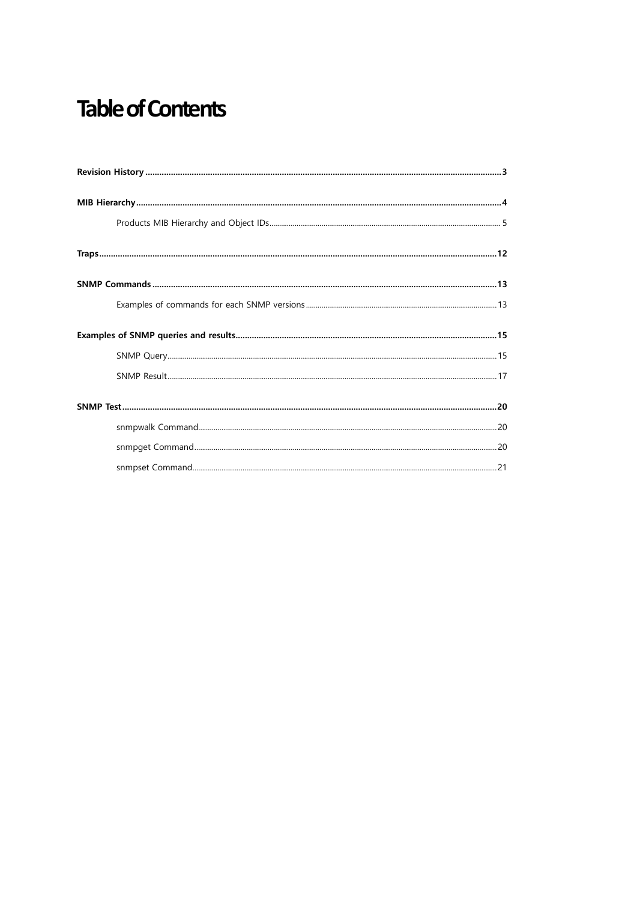# Table of Contents

**Revision History** ........................................................................................................ **3**

**MIB Hierarchy** ........................................................................................................ **4**

- Products MIB Hierarchy and Object IDs ........................................................................ 5

**Traps** ........................................................................................................ **12**

**SNMP Commands** ........................................................................................................ **13**

- Examples of commands for each SNMP versions ........................................................................ 13

**Examples of SNMP queries and results** ........................................................................................................ **15**

- SNMP Query ........................................................................ 15
- SNMP Result ........................................................................ 17

**SNMP Test** ........................................................................................................ **20**

- snmpwalk Command ........................................................................ 20
- snmpget Command ........................................................................ 20
- snmpset Command ........................................................................ 21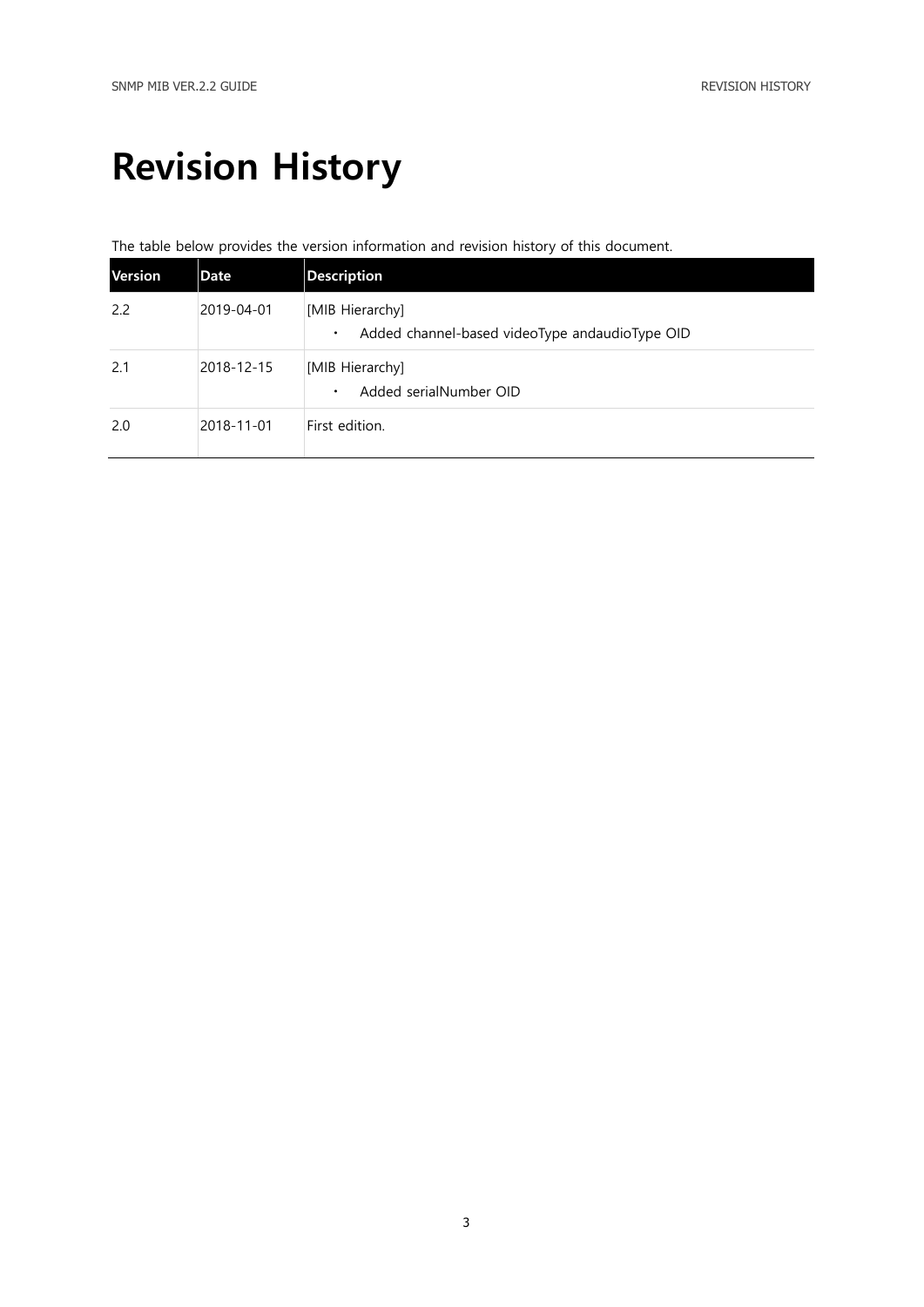# Revision History

The table below provides the version information and revision history of this document.

| Version | Date | Description |
|---|---|---|
| 2.2 | 2019-04-01 | [MIB Hierarchy]<br>• Added channel-based videoType andaudioType OID |
| 2.1 | 2018-12-15 | [MIB Hierarchy]<br>• Added serialNumber OID |
| 2.0 | 2018-11-01 | First edition. |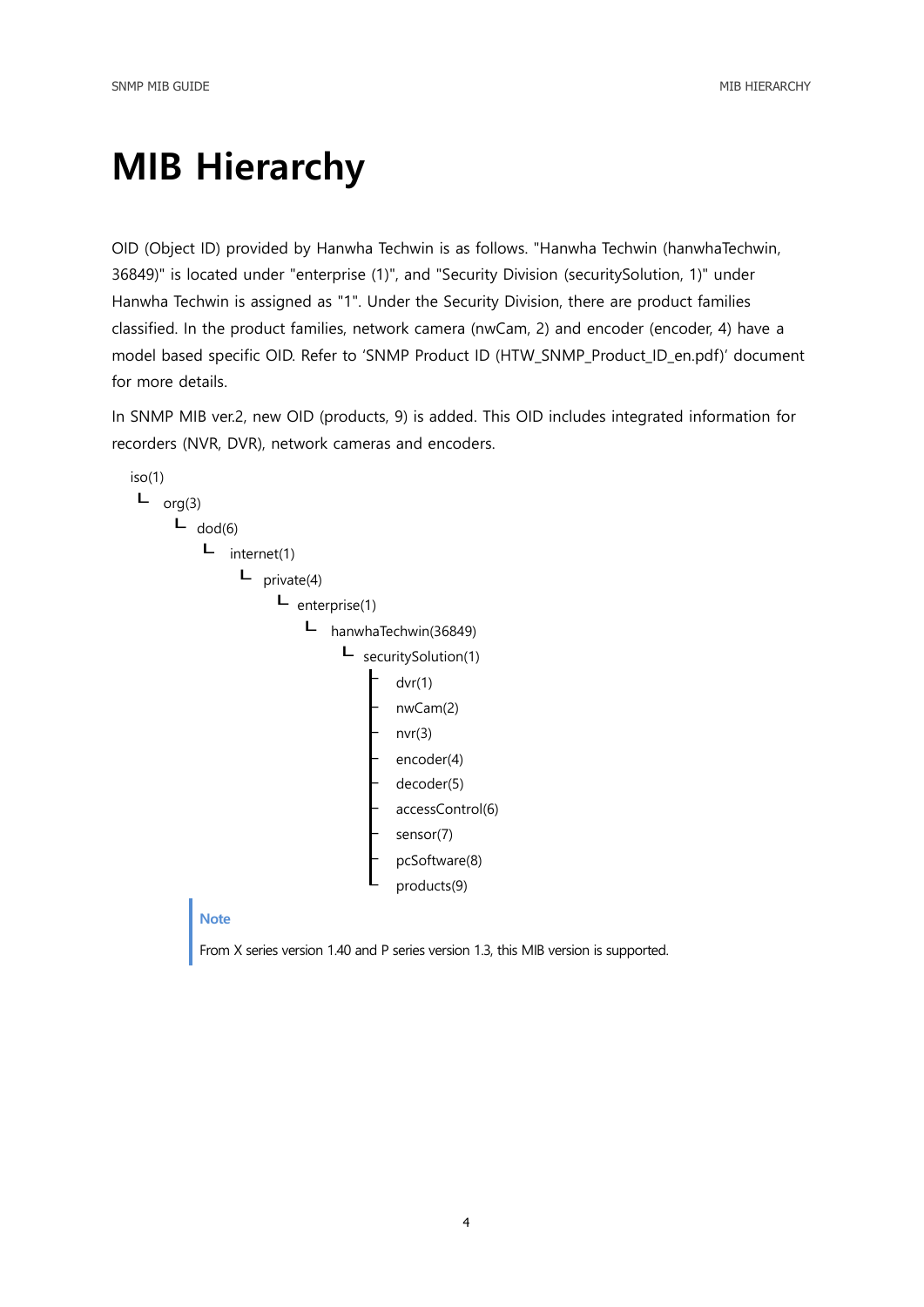# MIB Hierarchy

OID (Object ID) provided by Hanwha Techwin is as follows. "Hanwha Techwin (hanwhaTechwin, 36849)" is located under "enterprise (1)", and "Security Division (securitySolution, 1)" under Hanwha Techwin is assigned as "1". Under the Security Division, there are product families classified. In the product families, network camera (nwCam, 2) and encoder (encoder, 4) have a model based specific OID. Refer to 'SNMP Product ID (HTW_SNMP_Product_ID_en.pdf)' document for more details.

In SNMP MIB ver.2, new OID (products, 9) is added. This OID includes integrated information for recorders (NVR, DVR), network cameras and encoders.

```
iso(1)
└ org(3)
    └ dod(6)
        └ internet(1)
            └ private(4)
                └ enterprise(1)
                    └ hanwhaTechwin(36849)
                        └ securitySolution(1)
                            ├ dvr(1)
                            ├ nwCam(2)
                            ├ nvr(3)
                            ├ encoder(4)
                            ├ decoder(5)
                            ├ accessControl(6)
                            ├ sensor(7)
                            ├ pcSoftware(8)
                            └ products(9)
```

> **Note**
>
> From X series version 1.40 and P series version 1.3, this MIB version is supported.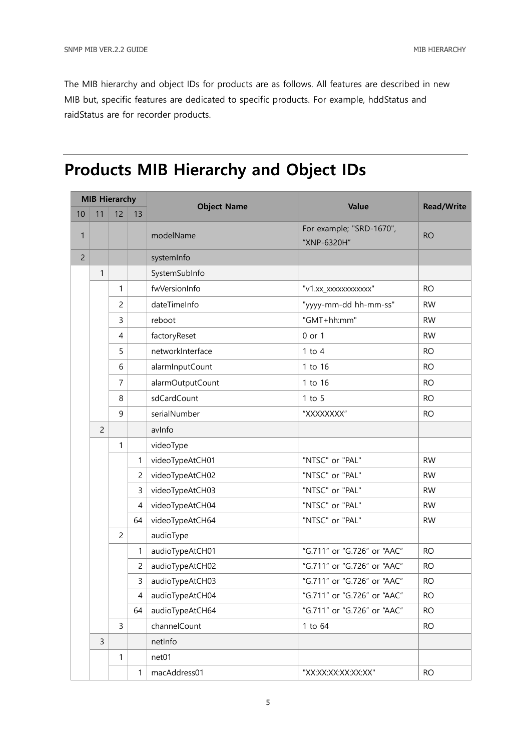The MIB hierarchy and object IDs for products are as follows. All features are described in new MIB but, specific features are dedicated to specific products. For example, hddStatus and raidStatus are for recorder products.

# Products MIB Hierarchy and Object IDs

| MIB Hierarchy | | | | Object Name | Value | Read/Write |
|---|---|---|---|---|---|---|
| 10 | 11 | 12 | 13 | | | |
| 1 | | | | modelName | For example; "SRD-1670", "XNP-6320H" | RO |
| 2 | | | | systemInfo | | |
| | 1 | | | SystemSubInfo | | |
| | | 1 | | fwVersionInfo | "v1.xx_xxxxxxxxxxxx" | RO |
| | | 2 | | dateTimeInfo | "yyyy-mm-dd hh-mm-ss" | RW |
| | | 3 | | reboot | "GMT+hh:mm" | RW |
| | | 4 | | factoryReset | 0 or 1 | RW |
| | | 5 | | networkInterface | 1 to 4 | RO |
| | | 6 | | alarmInputCount | 1 to 16 | RO |
| | | 7 | | alarmOutputCount | 1 to 16 | RO |
| | | 8 | | sdCardCount | 1 to 5 | RO |
| | | 9 | | serialNumber | "XXXXXXXX" | RO |
| | 2 | | | avInfo | | |
| | | 1 | | videoType | | |
| | | | 1 | videoTypeAtCH01 | "NTSC" or "PAL" | RW |
| | | | 2 | videoTypeAtCH02 | "NTSC" or "PAL" | RW |
| | | | 3 | videoTypeAtCH03 | "NTSC" or "PAL" | RW |
| | | | 4 | videoTypeAtCH04 | "NTSC" or "PAL" | RW |
| | | | 64 | videoTypeAtCH64 | "NTSC" or "PAL" | RW |
| | | 2 | | audioType | | |
| | | | 1 | audioTypeAtCH01 | "G.711" or "G.726" or "AAC" | RO |
| | | | 2 | audioTypeAtCH02 | "G.711" or "G.726" or "AAC" | RO |
| | | | 3 | audioTypeAtCH03 | "G.711" or "G.726" or "AAC" | RO |
| | | | 4 | audioTypeAtCH04 | "G.711" or "G.726" or "AAC" | RO |
| | | | 64 | audioTypeAtCH64 | "G.711" or "G.726" or "AAC" | RO |
| | | 3 | | channelCount | 1 to 64 | RO |
| | 3 | | | netInfo | | |
| | | 1 | | net01 | | |
| | | | 1 | macAddress01 | "XX:XX:XX:XX:XX:XX" | RO |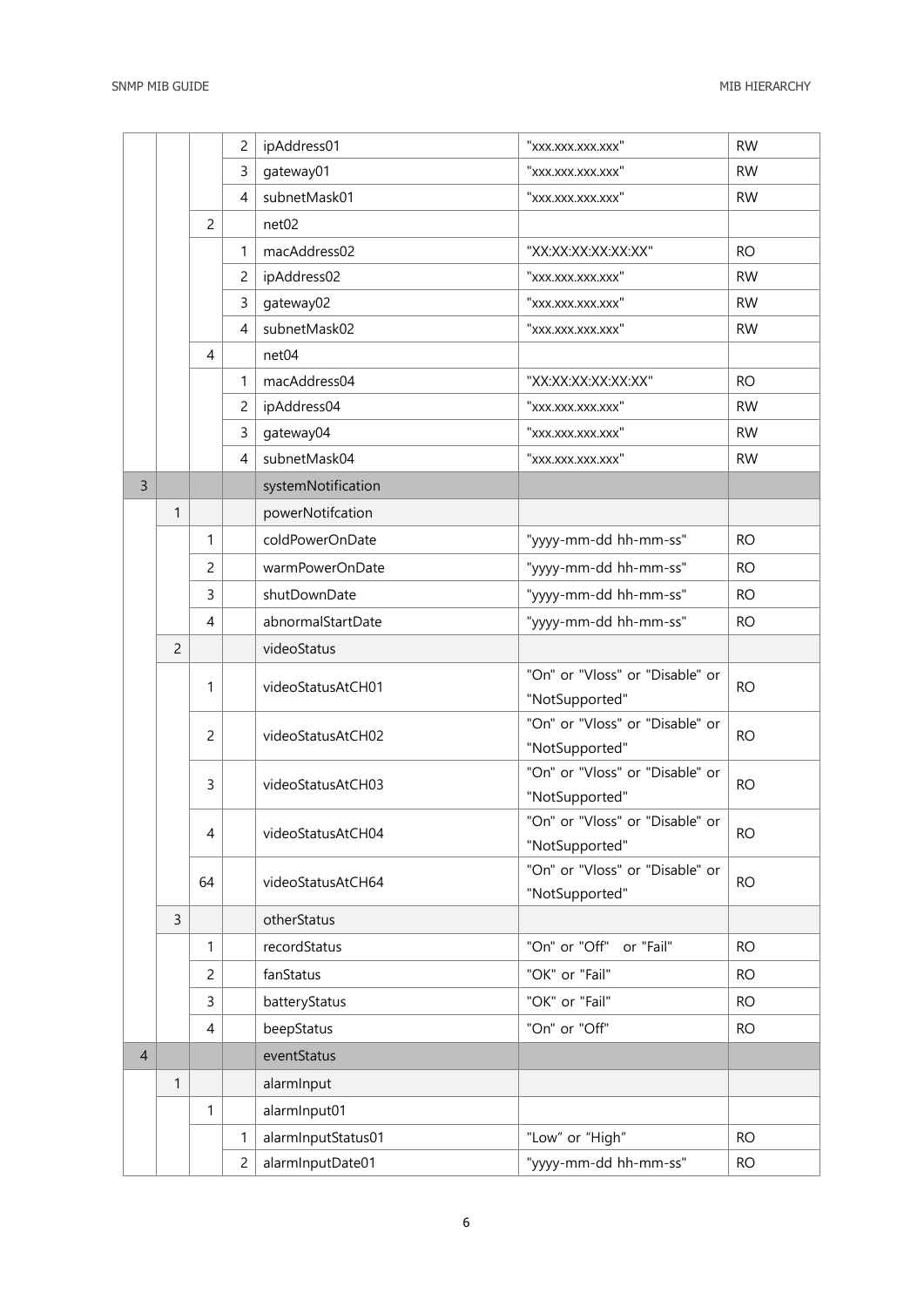| | | | | | | |
|---|---|---|---|---|---|---|
| | | | 2 | ipAddress01 | "xxx.xxx.xxx.xxx" | RW |
| | | | 3 | gateway01 | "xxx.xxx.xxx.xxx" | RW |
| | | | 4 | subnetMask01 | "xxx.xxx.xxx.xxx" | RW |
| | | 2 | | net02 | | |
| | | | 1 | macAddress02 | "XX:XX:XX:XX:XX:XX" | RO |
| | | | 2 | ipAddress02 | "xxx.xxx.xxx.xxx" | RW |
| | | | 3 | gateway02 | "xxx.xxx.xxx.xxx" | RW |
| | | | 4 | subnetMask02 | "xxx.xxx.xxx.xxx" | RW |
| | | 4 | | net04 | | |
| | | | 1 | macAddress04 | "XX:XX:XX:XX:XX:XX" | RO |
| | | | 2 | ipAddress04 | "xxx.xxx.xxx.xxx" | RW |
| | | | 3 | gateway04 | "xxx.xxx.xxx.xxx" | RW |
| | | | 4 | subnetMask04 | "xxx.xxx.xxx.xxx" | RW |
| 3 | | | | systemNotification | | |
| | 1 | | | powerNotifcation | | |
| | | 1 | | coldPowerOnDate | "yyyy-mm-dd hh-mm-ss" | RO |
| | | 2 | | warmPowerOnDate | "yyyy-mm-dd hh-mm-ss" | RO |
| | | 3 | | shutDownDate | "yyyy-mm-dd hh-mm-ss" | RO |
| | | 4 | | abnormalStartDate | "yyyy-mm-dd hh-mm-ss" | RO |
| | 2 | | | videoStatus | | |
| | | 1 | | videoStatusAtCH01 | "On" or "Vloss" or "Disable" or "NotSupported" | RO |
| | | 2 | | videoStatusAtCH02 | "On" or "Vloss" or "Disable" or "NotSupported" | RO |
| | | 3 | | videoStatusAtCH03 | "On" or "Vloss" or "Disable" or "NotSupported" | RO |
| | | 4 | | videoStatusAtCH04 | "On" or "Vloss" or "Disable" or "NotSupported" | RO |
| | | 64 | | videoStatusAtCH64 | "On" or "Vloss" or "Disable" or "NotSupported" | RO |
| | 3 | | | otherStatus | | |
| | | 1 | | recordStatus | "On" or "Off" or "Fail" | RO |
| | | 2 | | fanStatus | "OK" or "Fail" | RO |
| | | 3 | | batteryStatus | "OK" or "Fail" | RO |
| | | 4 | | beepStatus | "On" or "Off" | RO |
| 4 | | | | eventStatus | | |
| | 1 | | | alarmInput | | |
| | | 1 | | alarmInput01 | | |
| | | | 1 | alarmInputStatus01 | "Low" or "High" | RO |
| | | | 2 | alarmInputDate01 | "yyyy-mm-dd hh-mm-ss" | RO |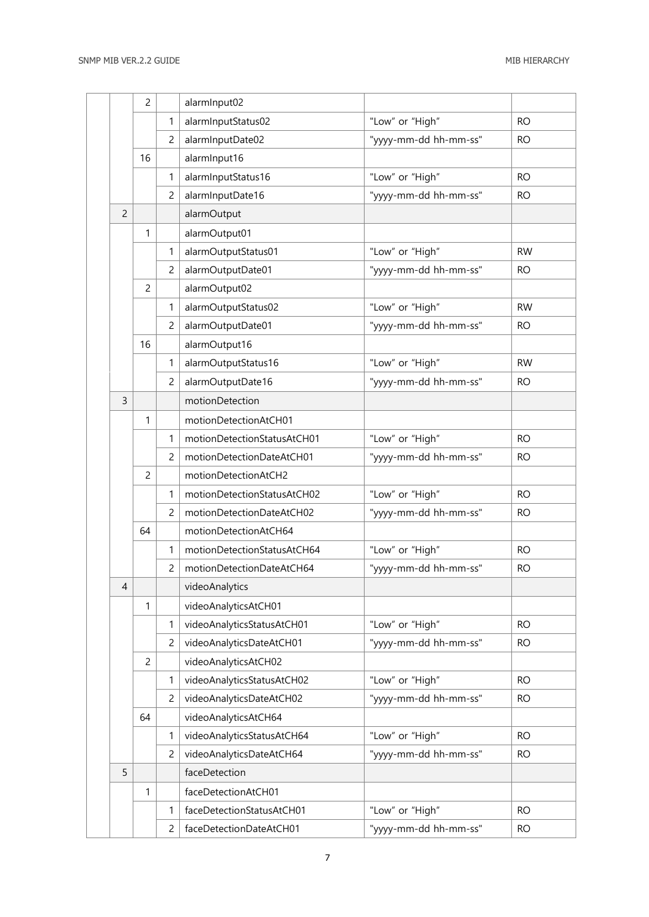| | | | | | |
|---|---|---|---|---|---|
| | 2 | | alarmInput02 | | |
| | | 1 | alarmInputStatus02 | "Low" or "High" | RO |
| | | 2 | alarmInputDate02 | "yyyy-mm-dd hh-mm-ss" | RO |
| | 16 | | alarmInput16 | | |
| | | 1 | alarmInputStatus16 | "Low" or "High" | RO |
| | | 2 | alarmInputDate16 | "yyyy-mm-dd hh-mm-ss" | RO |
| 2 | | | alarmOutput | | |
| | 1 | | alarmOutput01 | | |
| | | 1 | alarmOutputStatus01 | "Low" or "High" | RW |
| | | 2 | alarmOutputDate01 | "yyyy-mm-dd hh-mm-ss" | RO |
| | 2 | | alarmOutput02 | | |
| | | 1 | alarmOutputStatus02 | "Low" or "High" | RW |
| | | 2 | alarmOutputDate01 | "yyyy-mm-dd hh-mm-ss" | RO |
| | 16 | | alarmOutput16 | | |
| | | 1 | alarmOutputStatus16 | "Low" or "High" | RW |
| | | 2 | alarmOutputDate16 | "yyyy-mm-dd hh-mm-ss" | RO |
| 3 | | | motionDetection | | |
| | 1 | | motionDetectionAtCH01 | | |
| | | 1 | motionDetectionStatusAtCH01 | "Low" or "High" | RO |
| | | 2 | motionDetectionDateAtCH01 | "yyyy-mm-dd hh-mm-ss" | RO |
| | 2 | | motionDetectionAtCH2 | | |
| | | 1 | motionDetectionStatusAtCH02 | "Low" or "High" | RO |
| | | 2 | motionDetectionDateAtCH02 | "yyyy-mm-dd hh-mm-ss" | RO |
| | 64 | | motionDetectionAtCH64 | | |
| | | 1 | motionDetectionStatusAtCH64 | "Low" or "High" | RO |
| | | 2 | motionDetectionDateAtCH64 | "yyyy-mm-dd hh-mm-ss" | RO |
| 4 | | | videoAnalytics | | |
| | 1 | | videoAnalyticsAtCH01 | | |
| | | 1 | videoAnalyticsStatusAtCH01 | "Low" or "High" | RO |
| | | 2 | videoAnalyticsDateAtCH01 | "yyyy-mm-dd hh-mm-ss" | RO |
| | 2 | | videoAnalyticsAtCH02 | | |
| | | 1 | videoAnalyticsStatusAtCH02 | "Low" or "High" | RO |
| | | 2 | videoAnalyticsDateAtCH02 | "yyyy-mm-dd hh-mm-ss" | RO |
| | 64 | | videoAnalyticsAtCH64 | | |
| | | 1 | videoAnalyticsStatusAtCH64 | "Low" or "High" | RO |
| | | 2 | videoAnalyticsDateAtCH64 | "yyyy-mm-dd hh-mm-ss" | RO |
| 5 | | | faceDetection | | |
| | 1 | | faceDetectionAtCH01 | | |
| | | 1 | faceDetectionStatusAtCH01 | "Low" or "High" | RO |
| | | 2 | faceDetectionDateAtCH01 | "yyyy-mm-dd hh-mm-ss" | RO |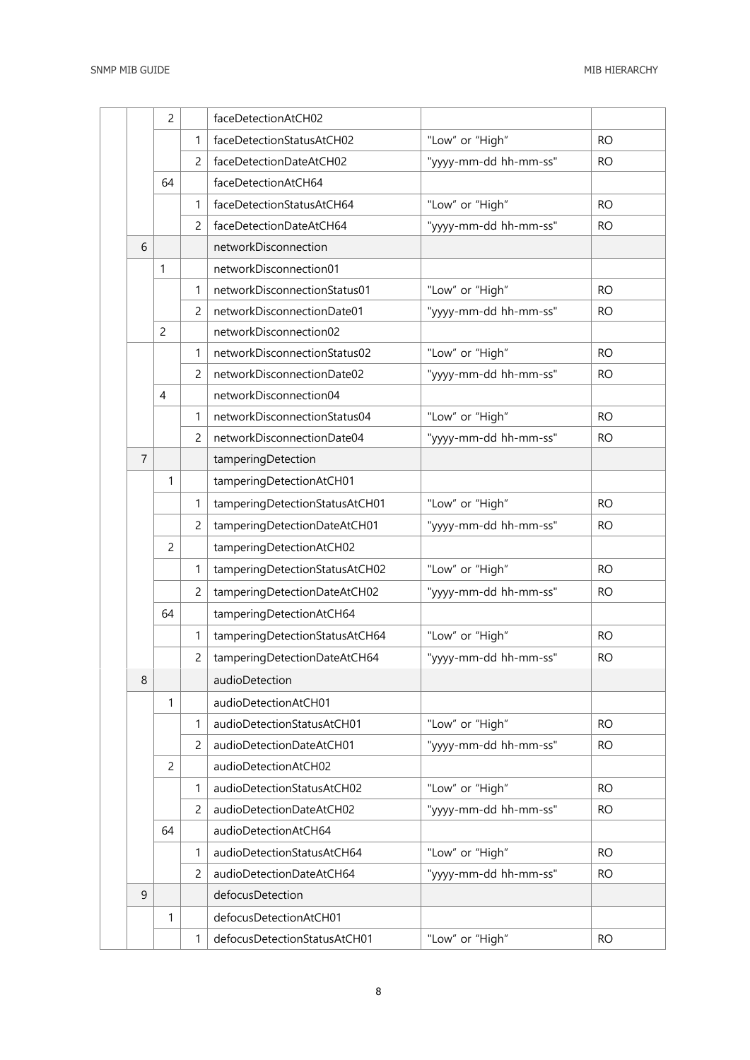| | | | | | |
|---|---|---|---|---|---|
| | 2 | | faceDetectionAtCH02 | | |
| | | 1 | faceDetectionStatusAtCH02 | "Low" or "High" | RO |
| | | 2 | faceDetectionDateAtCH02 | "yyyy-mm-dd hh-mm-ss" | RO |
| | 64 | | faceDetectionAtCH64 | | |
| | | 1 | faceDetectionStatusAtCH64 | "Low" or "High" | RO |
| | | 2 | faceDetectionDateAtCH64 | "yyyy-mm-dd hh-mm-ss" | RO |
| 6 | | | networkDisconnection | | |
| | 1 | | networkDisconnection01 | | |
| | | 1 | networkDisconnectionStatus01 | "Low" or "High" | RO |
| | | 2 | networkDisconnectionDate01 | "yyyy-mm-dd hh-mm-ss" | RO |
| | 2 | | networkDisconnection02 | | |
| | | 1 | networkDisconnectionStatus02 | "Low" or "High" | RO |
| | | 2 | networkDisconnectionDate02 | "yyyy-mm-dd hh-mm-ss" | RO |
| | 4 | | networkDisconnection04 | | |
| | | 1 | networkDisconnectionStatus04 | "Low" or "High" | RO |
| | | 2 | networkDisconnectionDate04 | "yyyy-mm-dd hh-mm-ss" | RO |
| 7 | | | tamperingDetection | | |
| | 1 | | tamperingDetectionAtCH01 | | |
| | | 1 | tamperingDetectionStatusAtCH01 | "Low" or "High" | RO |
| | | 2 | tamperingDetectionDateAtCH01 | "yyyy-mm-dd hh-mm-ss" | RO |
| | 2 | | tamperingDetectionAtCH02 | | |
| | | 1 | tamperingDetectionStatusAtCH02 | "Low" or "High" | RO |
| | | 2 | tamperingDetectionDateAtCH02 | "yyyy-mm-dd hh-mm-ss" | RO |
| | 64 | | tamperingDetectionAtCH64 | | |
| | | 1 | tamperingDetectionStatusAtCH64 | "Low" or "High" | RO |
| | | 2 | tamperingDetectionDateAtCH64 | "yyyy-mm-dd hh-mm-ss" | RO |
| 8 | | | audioDetection | | |
| | 1 | | audioDetectionAtCH01 | | |
| | | 1 | audioDetectionStatusAtCH01 | "Low" or "High" | RO |
| | | 2 | audioDetectionDateAtCH01 | "yyyy-mm-dd hh-mm-ss" | RO |
| | 2 | | audioDetectionAtCH02 | | |
| | | 1 | audioDetectionStatusAtCH02 | "Low" or "High" | RO |
| | | 2 | audioDetectionDateAtCH02 | "yyyy-mm-dd hh-mm-ss" | RO |
| | 64 | | audioDetectionAtCH64 | | |
| | | 1 | audioDetectionStatusAtCH64 | "Low" or "High" | RO |
| | | 2 | audioDetectionDateAtCH64 | "yyyy-mm-dd hh-mm-ss" | RO |
| 9 | | | defocusDetection | | |
| | 1 | | defocusDetectionAtCH01 | | |
| | | 1 | defocusDetectionStatusAtCH01 | "Low" or "High" | RO |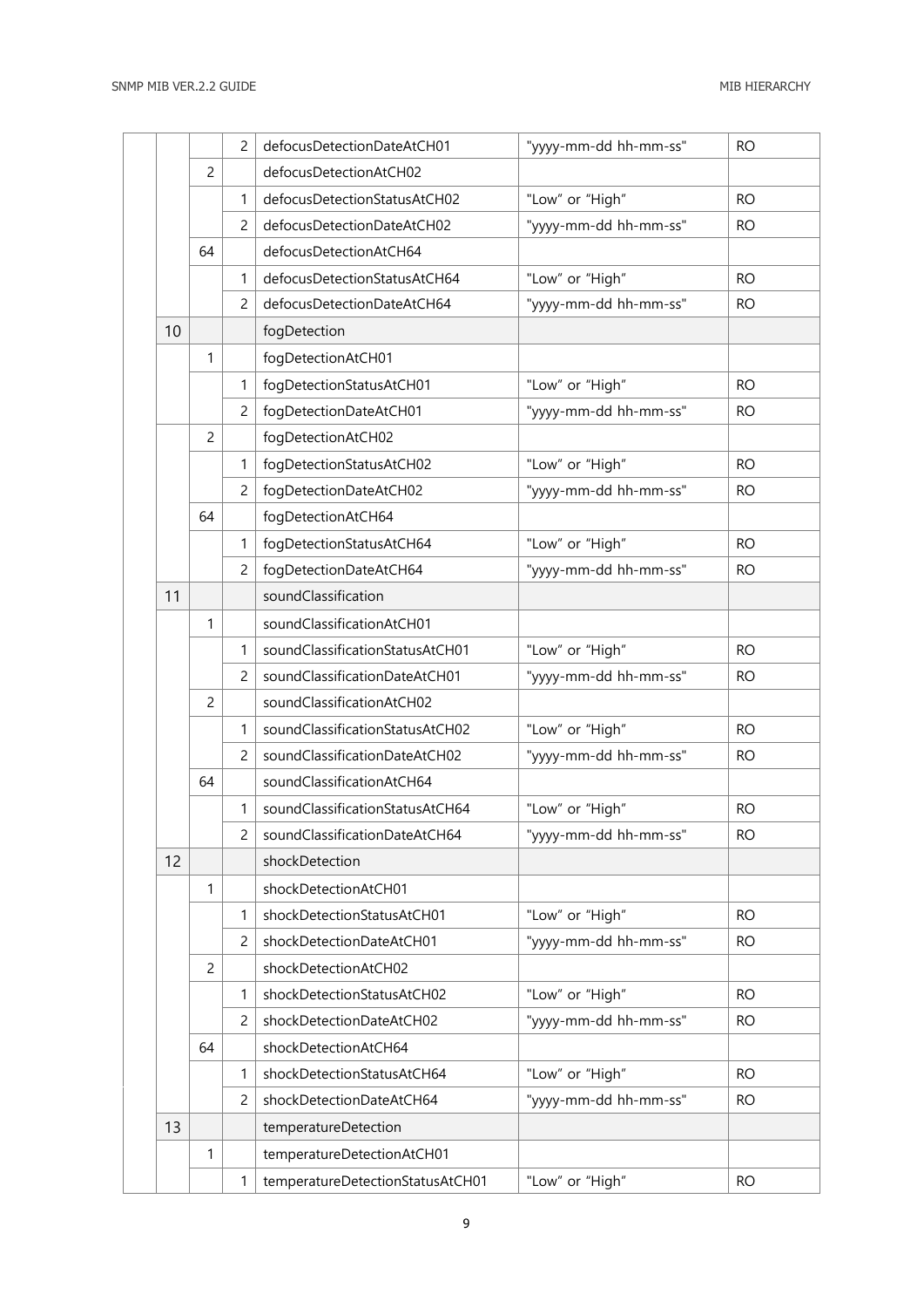| | | | | | |
|---|---|---|---|---|---|
| | | 2 | defocusDetectionDateAtCH01 | "yyyy-mm-dd hh-mm-ss" | RO |
| | 2 | | defocusDetectionAtCH02 | | |
| | | 1 | defocusDetectionStatusAtCH02 | "Low" or "High" | RO |
| | | 2 | defocusDetectionDateAtCH02 | "yyyy-mm-dd hh-mm-ss" | RO |
| | 64 | | defocusDetectionAtCH64 | | |
| | | 1 | defocusDetectionStatusAtCH64 | "Low" or "High" | RO |
| | | 2 | defocusDetectionDateAtCH64 | "yyyy-mm-dd hh-mm-ss" | RO |
| 10 | | | fogDetection | | |
| | 1 | | fogDetectionAtCH01 | | |
| | | 1 | fogDetectionStatusAtCH01 | "Low" or "High" | RO |
| | | 2 | fogDetectionDateAtCH01 | "yyyy-mm-dd hh-mm-ss" | RO |
| | 2 | | fogDetectionAtCH02 | | |
| | | 1 | fogDetectionStatusAtCH02 | "Low" or "High" | RO |
| | | 2 | fogDetectionDateAtCH02 | "yyyy-mm-dd hh-mm-ss" | RO |
| | 64 | | fogDetectionAtCH64 | | |
| | | 1 | fogDetectionStatusAtCH64 | "Low" or "High" | RO |
| | | 2 | fogDetectionDateAtCH64 | "yyyy-mm-dd hh-mm-ss" | RO |
| 11 | | | soundClassification | | |
| | 1 | | soundClassificationAtCH01 | | |
| | | 1 | soundClassificationStatusAtCH01 | "Low" or "High" | RO |
| | | 2 | soundClassificationDateAtCH01 | "yyyy-mm-dd hh-mm-ss" | RO |
| | 2 | | soundClassificationAtCH02 | | |
| | | 1 | soundClassificationStatusAtCH02 | "Low" or "High" | RO |
| | | 2 | soundClassificationDateAtCH02 | "yyyy-mm-dd hh-mm-ss" | RO |
| | 64 | | soundClassificationAtCH64 | | |
| | | 1 | soundClassificationStatusAtCH64 | "Low" or "High" | RO |
| | | 2 | soundClassificationDateAtCH64 | "yyyy-mm-dd hh-mm-ss" | RO |
| 12 | | | shockDetection | | |
| | 1 | | shockDetectionAtCH01 | | |
| | | 1 | shockDetectionStatusAtCH01 | "Low" or "High" | RO |
| | | 2 | shockDetectionDateAtCH01 | "yyyy-mm-dd hh-mm-ss" | RO |
| | 2 | | shockDetectionAtCH02 | | |
| | | 1 | shockDetectionStatusAtCH02 | "Low" or "High" | RO |
| | | 2 | shockDetectionDateAtCH02 | "yyyy-mm-dd hh-mm-ss" | RO |
| | 64 | | shockDetectionAtCH64 | | |
| | | 1 | shockDetectionStatusAtCH64 | "Low" or "High" | RO |
| | | 2 | shockDetectionDateAtCH64 | "yyyy-mm-dd hh-mm-ss" | RO |
| 13 | | | temperatureDetection | | |
| | 1 | | temperatureDetectionAtCH01 | | |
| | | 1 | temperatureDetectionStatusAtCH01 | "Low" or "High" | RO |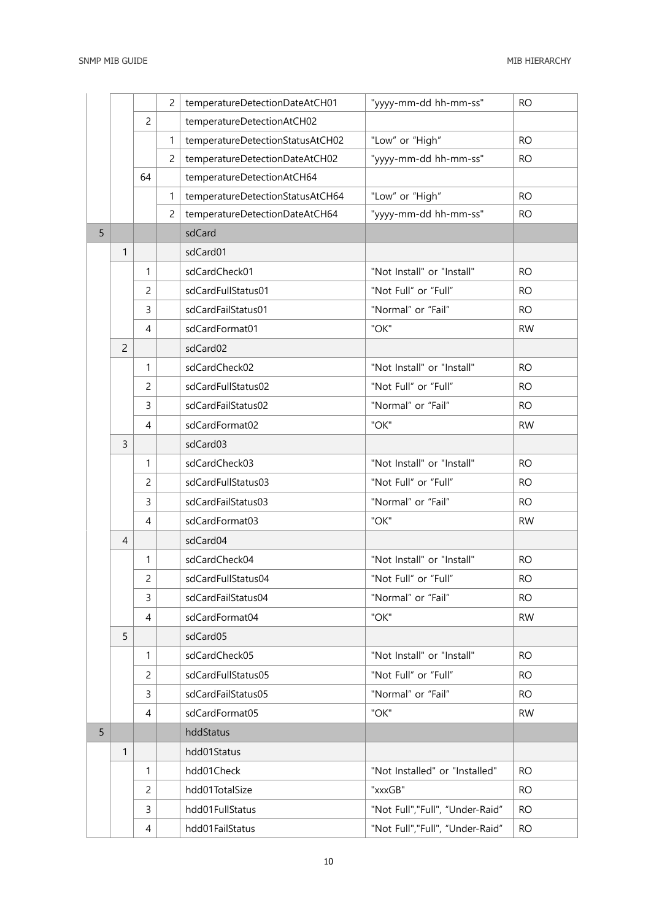| | | | | | | |
|---|---|---|---|---|---|---|
| | | | 2 | temperatureDetectionDateAtCH01 | "yyyy-mm-dd hh-mm-ss" | RO |
| | | 2 | | temperatureDetectionAtCH02 | | |
| | | | 1 | temperatureDetectionStatusAtCH02 | "Low" or "High" | RO |
| | | | 2 | temperatureDetectionDateAtCH02 | "yyyy-mm-dd hh-mm-ss" | RO |
| | | 64 | | temperatureDetectionAtCH64 | | |
| | | | 1 | temperatureDetectionStatusAtCH64 | "Low" or "High" | RO |
| | | | 2 | temperatureDetectionDateAtCH64 | "yyyy-mm-dd hh-mm-ss" | RO |
| 5 | | | | sdCard | | |
| | 1 | | | sdCard01 | | |
| | | 1 | | sdCardCheck01 | "Not Install" or "Install" | RO |
| | | 2 | | sdCardFullStatus01 | "Not Full" or "Full" | RO |
| | | 3 | | sdCardFailStatus01 | "Normal" or "Fail" | RO |
| | | 4 | | sdCardFormat01 | "OK" | RW |
| | 2 | | | sdCard02 | | |
| | | 1 | | sdCardCheck02 | "Not Install" or "Install" | RO |
| | | 2 | | sdCardFullStatus02 | "Not Full" or "Full" | RO |
| | | 3 | | sdCardFailStatus02 | "Normal" or "Fail" | RO |
| | | 4 | | sdCardFormat02 | "OK" | RW |
| | 3 | | | sdCard03 | | |
| | | 1 | | sdCardCheck03 | "Not Install" or "Install" | RO |
| | | 2 | | sdCardFullStatus03 | "Not Full" or "Full" | RO |
| | | 3 | | sdCardFailStatus03 | "Normal" or "Fail" | RO |
| | | 4 | | sdCardFormat03 | "OK" | RW |
| | 4 | | | sdCard04 | | |
| | | 1 | | sdCardCheck04 | "Not Install" or "Install" | RO |
| | | 2 | | sdCardFullStatus04 | "Not Full" or "Full" | RO |
| | | 3 | | sdCardFailStatus04 | "Normal" or "Fail" | RO |
| | | 4 | | sdCardFormat04 | "OK" | RW |
| | 5 | | | sdCard05 | | |
| | | 1 | | sdCardCheck05 | "Not Install" or "Install" | RO |
| | | 2 | | sdCardFullStatus05 | "Not Full" or "Full" | RO |
| | | 3 | | sdCardFailStatus05 | "Normal" or "Fail" | RO |
| | | 4 | | sdCardFormat05 | "OK" | RW |
| 5 | | | | hddStatus | | |
| | 1 | | | hdd01Status | | |
| | | 1 | | hdd01Check | "Not Installed" or "Installed" | RO |
| | | 2 | | hdd01TotalSize | "xxxGB" | RO |
| | | 3 | | hdd01FullStatus | "Not Full","Full", "Under-Raid" | RO |
| | | 4 | | hdd01FailStatus | "Not Full","Full", "Under-Raid" | RO |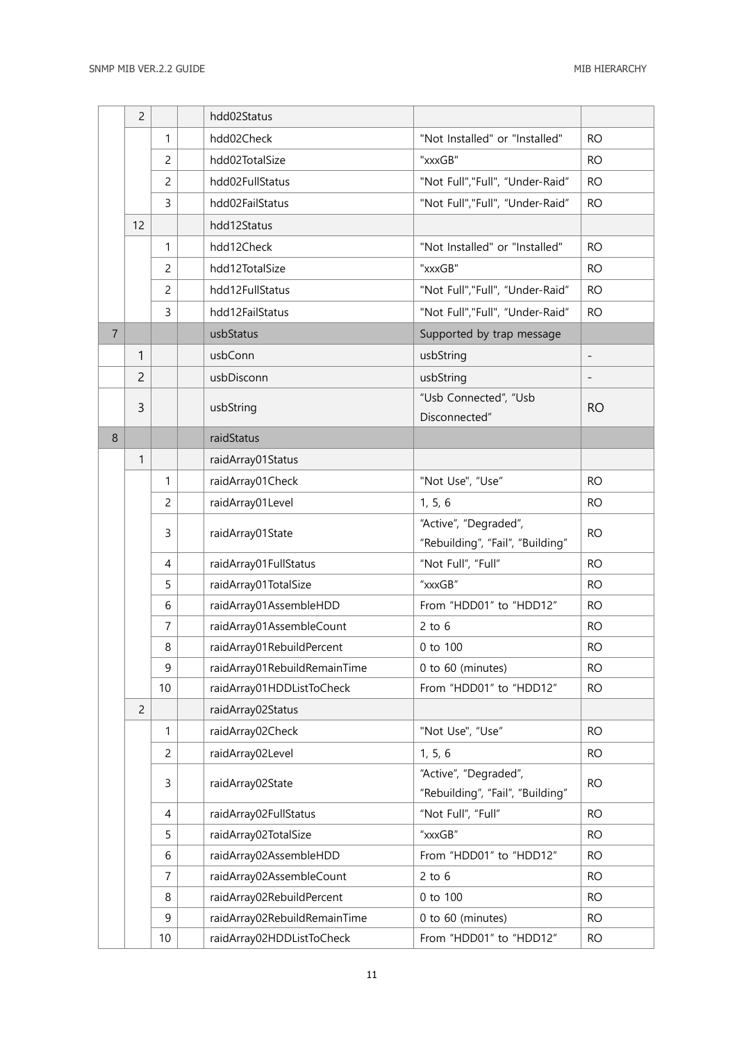|  | 2 |  |  | hdd02Status |  |  |
|---|---|---|---|---|---|---|
|  |  | 1 |  | hdd02Check | "Not Installed" or "Installed" | RO |
|  |  | 2 |  | hdd02TotalSize | "xxxGB" | RO |
|  |  | 2 |  | hdd02FullStatus | "Not Full","Full", "Under-Raid" | RO |
|  |  | 3 |  | hdd02FailStatus | "Not Full","Full", "Under-Raid" | RO |
|  | 12 |  |  | hdd12Status |  |  |
|  |  | 1 |  | hdd12Check | "Not Installed" or "Installed" | RO |
|  |  | 2 |  | hdd12TotalSize | "xxxGB" | RO |
|  |  | 2 |  | hdd12FullStatus | "Not Full","Full", "Under-Raid" | RO |
|  |  | 3 |  | hdd12FailStatus | "Not Full","Full", "Under-Raid" | RO |
| 7 |  |  |  | usbStatus | Supported by trap message |  |
|  | 1 |  |  | usbConn | usbString | - |
|  | 2 |  |  | usbDisconn | usbString | - |
|  | 3 |  |  | usbString | "Usb Connected", "Usb Disconnected" | RO |
| 8 |  |  |  | raidStatus |  |  |
|  | 1 |  |  | raidArray01Status |  |  |
|  |  | 1 |  | raidArray01Check | "Not Use", "Use" | RO |
|  |  | 2 |  | raidArray01Level | 1, 5, 6 | RO |
|  |  | 3 |  | raidArray01State | "Active", "Degraded", "Rebuilding", "Fail", "Building" | RO |
|  |  | 4 |  | raidArray01FullStatus | "Not Full", "Full" | RO |
|  |  | 5 |  | raidArray01TotalSize | "xxxGB" | RO |
|  |  | 6 |  | raidArray01AssembleHDD | From "HDD01" to "HDD12" | RO |
|  |  | 7 |  | raidArray01AssembleCount | 2 to 6 | RO |
|  |  | 8 |  | raidArray01RebuildPercent | 0 to 100 | RO |
|  |  | 9 |  | raidArray01RebuildRemainTime | 0 to 60 (minutes) | RO |
|  |  | 10 |  | raidArray01HDDListToCheck | From "HDD01" to "HDD12" | RO |
|  | 2 |  |  | raidArray02Status |  |  |
|  |  | 1 |  | raidArray02Check | "Not Use", "Use" | RO |
|  |  | 2 |  | raidArray02Level | 1, 5, 6 | RO |
|  |  | 3 |  | raidArray02State | "Active", "Degraded", "Rebuilding", "Fail", "Building" | RO |
|  |  | 4 |  | raidArray02FullStatus | "Not Full", "Full" | RO |
|  |  | 5 |  | raidArray02TotalSize | "xxxGB" | RO |
|  |  | 6 |  | raidArray02AssembleHDD | From "HDD01" to "HDD12" | RO |
|  |  | 7 |  | raidArray02AssembleCount | 2 to 6 | RO |
|  |  | 8 |  | raidArray02RebuildPercent | 0 to 100 | RO |
|  |  | 9 |  | raidArray02RebuildRemainTime | 0 to 60 (minutes) | RO |
|  |  | 10 |  | raidArray02HDDListToCheck | From "HDD01" to "HDD12" | RO |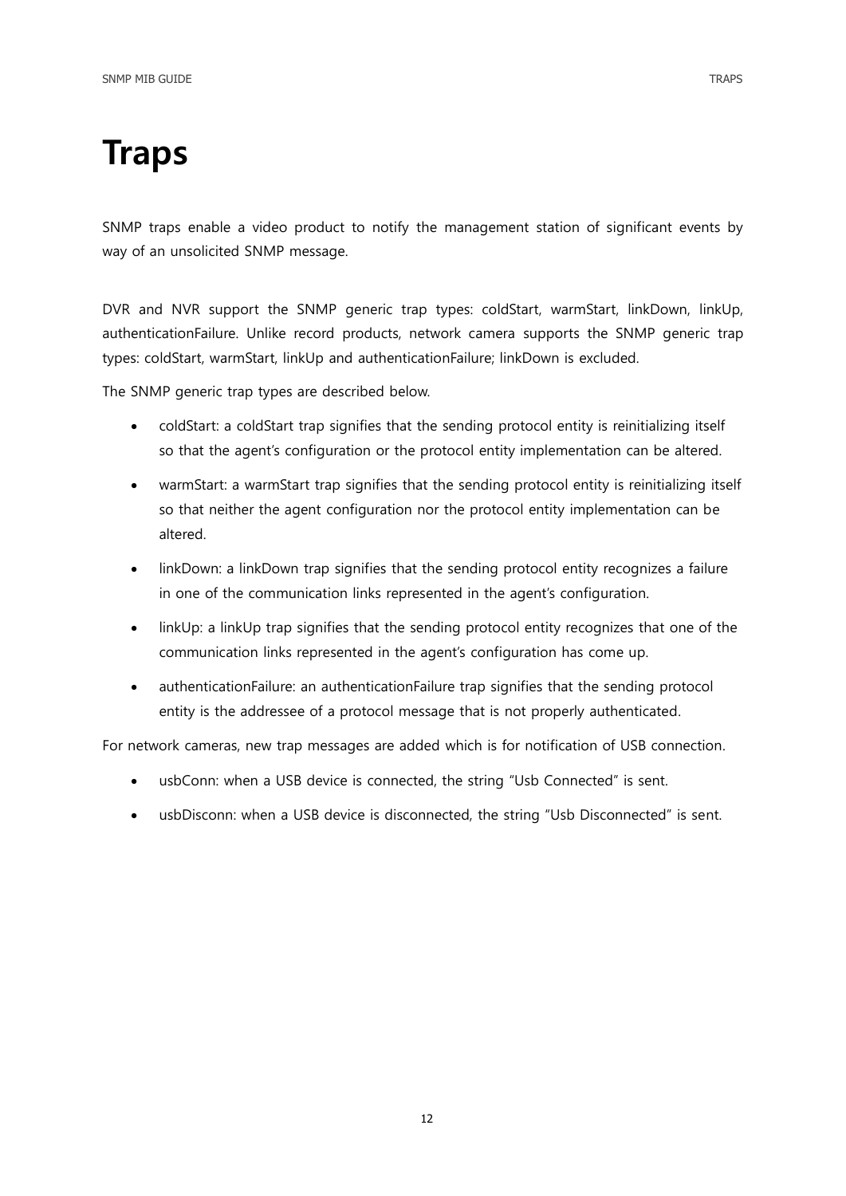# Traps

SNMP traps enable a video product to notify the management station of significant events by way of an unsolicited SNMP message.

DVR and NVR support the SNMP generic trap types: coldStart, warmStart, linkDown, linkUp, authenticationFailure. Unlike record products, network camera supports the SNMP generic trap types: coldStart, warmStart, linkUp and authenticationFailure; linkDown is excluded.

The SNMP generic trap types are described below.

- coldStart: a coldStart trap signifies that the sending protocol entity is reinitializing itself so that the agent's configuration or the protocol entity implementation can be altered.
- warmStart: a warmStart trap signifies that the sending protocol entity is reinitializing itself so that neither the agent configuration nor the protocol entity implementation can be altered.
- linkDown: a linkDown trap signifies that the sending protocol entity recognizes a failure in one of the communication links represented in the agent's configuration.
- linkUp: a linkUp trap signifies that the sending protocol entity recognizes that one of the communication links represented in the agent's configuration has come up.
- authenticationFailure: an authenticationFailure trap signifies that the sending protocol entity is the addressee of a protocol message that is not properly authenticated.

For network cameras, new trap messages are added which is for notification of USB connection.

- usbConn: when a USB device is connected, the string "Usb Connected" is sent.
- usbDisconn: when a USB device is disconnected, the string "Usb Disconnected" is sent.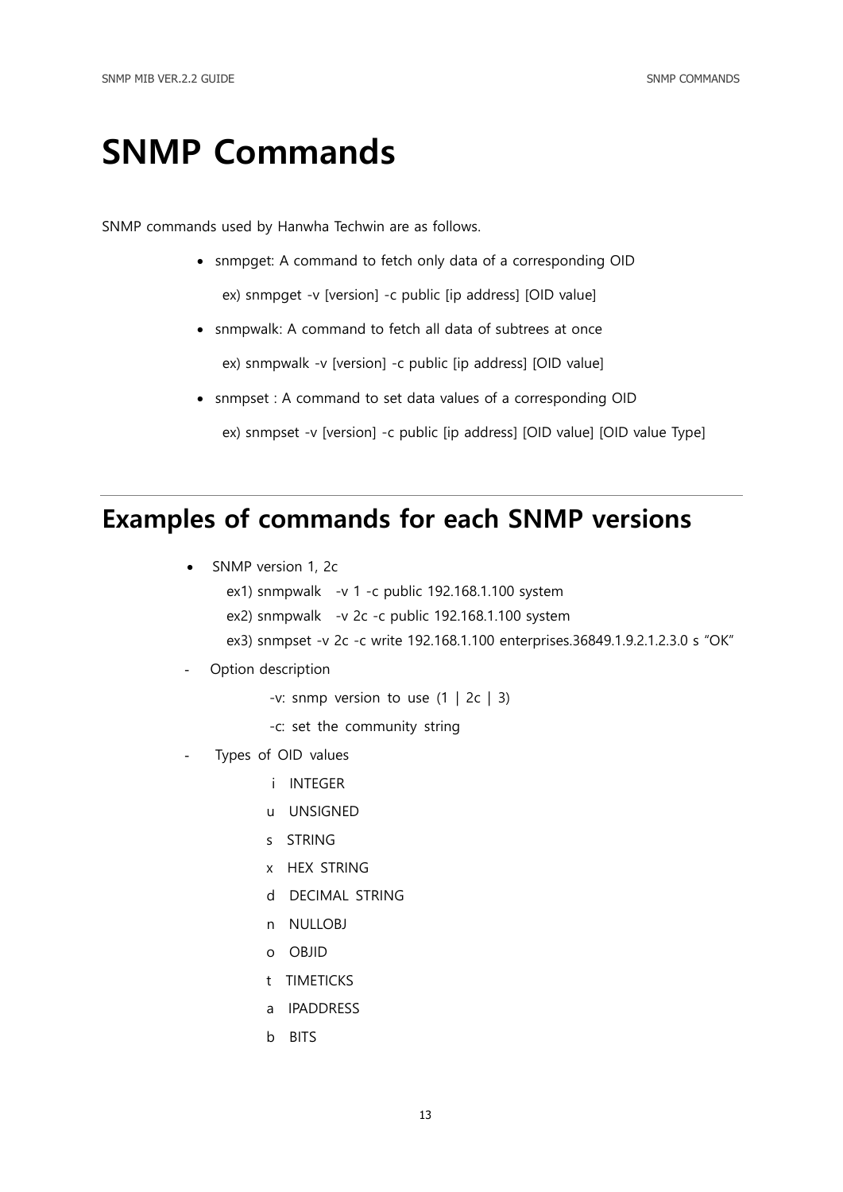# SNMP Commands

SNMP commands used by Hanwha Techwin are as follows.

- snmpget: A command to fetch only data of a corresponding OID

  ex) snmpget -v [version] -c public [ip address] [OID value]

- snmpwalk: A command to fetch all data of subtrees at once

  ex) snmpwalk -v [version] -c public [ip address] [OID value]

- snmpset : A command to set data values of a corresponding OID

  ex) snmpset -v [version] -c public [ip address] [OID value] [OID value Type]

---

## Examples of commands for each SNMP versions

- SNMP version 1, 2c

  ex1) snmpwalk -v 1 -c public 192.168.1.100 system

  ex2) snmpwalk -v 2c -c public 192.168.1.100 system

  ex3) snmpset -v 2c -c write 192.168.1.100 enterprises.36849.1.9.2.1.2.3.0 s “OK”

- Option description

  -v: snmp version to use (1 | 2c | 3)

  -c: set the community string

- Types of OID values

  i INTEGER

  u UNSIGNED

  s STRING

  x HEX STRING

  d DECIMAL STRING

  n NULLOBJ

  o OBJID

  t TIMETICKS

  a IPADDRESS

  b BITS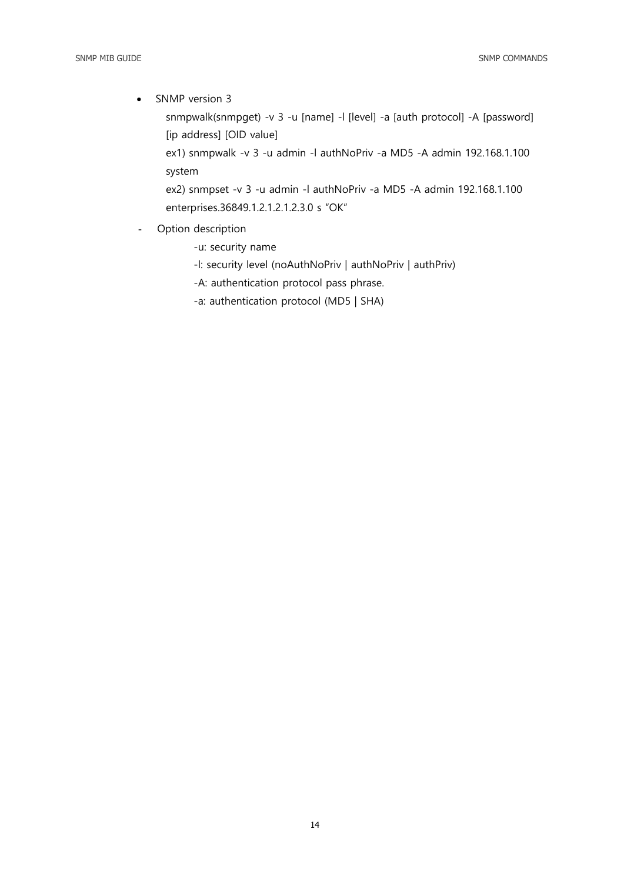- SNMP version 3

  snmpwalk(snmpget) -v 3 -u [name] -l [level] -a [auth protocol] -A [password] [ip address] [OID value]

  ex1) snmpwalk -v 3 -u admin -l authNoPriv -a MD5 -A admin 192.168.1.100 system

  ex2) snmpset -v 3 -u admin -l authNoPriv -a MD5 -A admin 192.168.1.100 enterprises.36849.1.2.1.2.1.2.3.0 s "OK"

- Option description

  -u: security name

  -l: security level (noAuthNoPriv | authNoPriv | authPriv)

  -A: authentication protocol pass phrase.

  -a: authentication protocol (MD5 | SHA)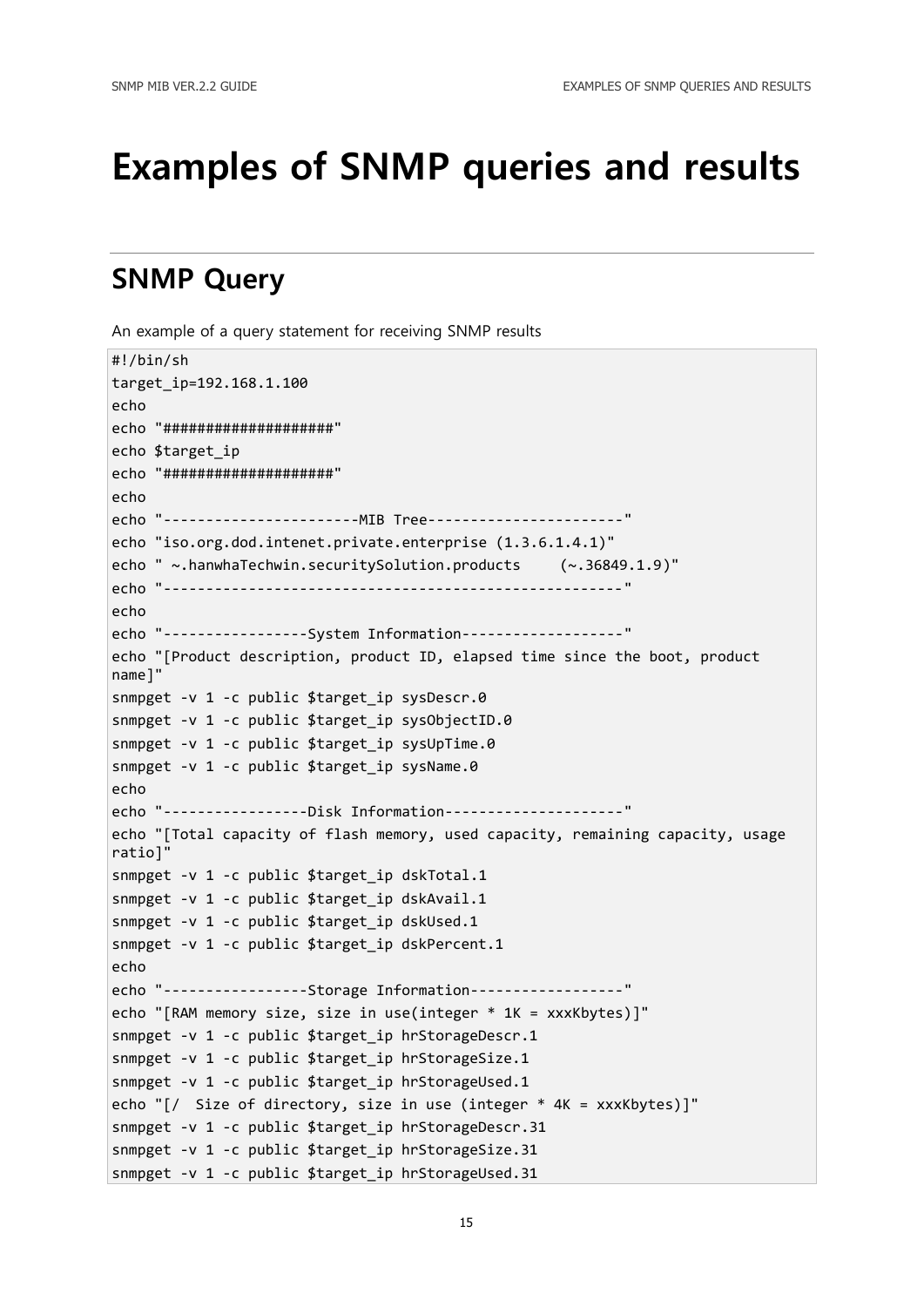# Examples of SNMP queries and results

## SNMP Query

An example of a query statement for receiving SNMP results

```
#!/bin/sh
target_ip=192.168.1.100
echo
echo "####################"
echo $target_ip
echo "####################"
echo
echo "-----------------------MIB Tree-----------------------"
echo "iso.org.dod.intenet.private.enterprise (1.3.6.1.4.1)"
echo " ~.hanwhaTechwin.securitySolution.products     (~.36849.1.9)"
echo "-----------------------------------------------------"
echo
echo "-----------------System Information-------------------"
echo "[Product description, product ID, elapsed time since the boot, product name]"
snmpget -v 1 -c public $target_ip sysDescr.0
snmpget -v 1 -c public $target_ip sysObjectID.0
snmpget -v 1 -c public $target_ip sysUpTime.0
snmpget -v 1 -c public $target_ip sysName.0
echo
echo "-----------------Disk Information---------------------"
echo "[Total capacity of flash memory, used capacity, remaining capacity, usage ratio]"
snmpget -v 1 -c public $target_ip dskTotal.1
snmpget -v 1 -c public $target_ip dskAvail.1
snmpget -v 1 -c public $target_ip dskUsed.1
snmpget -v 1 -c public $target_ip dskPercent.1
echo
echo "-----------------Storage Information------------------"
echo "[RAM memory size, size in use(integer * 1K = xxxKbytes)]"
snmpget -v 1 -c public $target_ip hrStorageDescr.1
snmpget -v 1 -c public $target_ip hrStorageSize.1
snmpget -v 1 -c public $target_ip hrStorageUsed.1
echo "[/  Size of directory, size in use (integer * 4K = xxxKbytes)]"
snmpget -v 1 -c public $target_ip hrStorageDescr.31
snmpget -v 1 -c public $target_ip hrStorageSize.31
snmpget -v 1 -c public $target_ip hrStorageUsed.31
```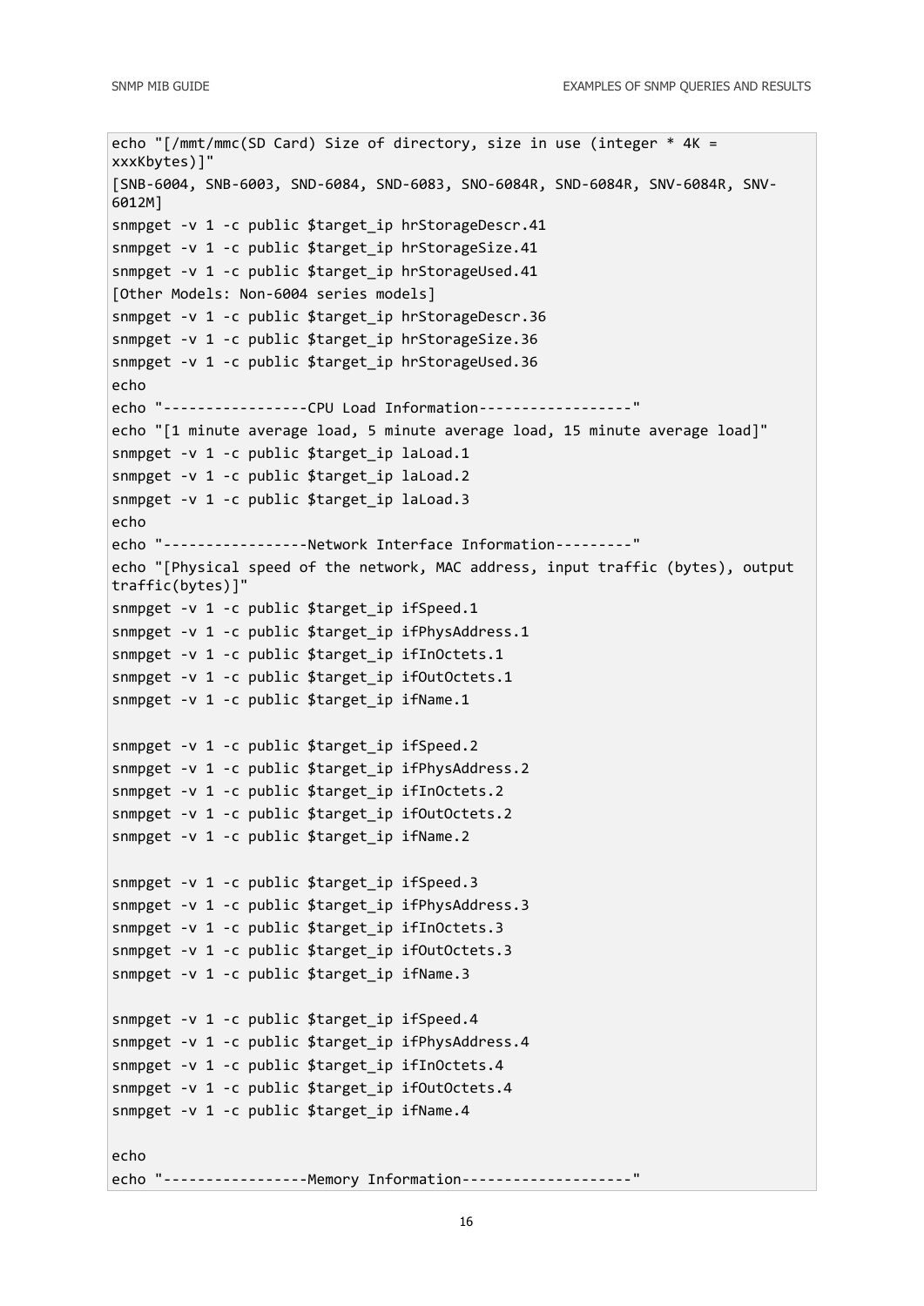```
echo "[/mmt/mmc(SD Card) Size of directory, size in use (integer * 4K =
xxxKbytes)]"
[SNB-6004, SNB-6003, SND-6084, SND-6083, SNO-6084R, SND-6084R, SNV-6084R, SNV-
6012M]
snmpget -v 1 -c public $target_ip hrStorageDescr.41
snmpget -v 1 -c public $target_ip hrStorageSize.41
snmpget -v 1 -c public $target_ip hrStorageUsed.41
[Other Models: Non-6004 series models]
snmpget -v 1 -c public $target_ip hrStorageDescr.36
snmpget -v 1 -c public $target_ip hrStorageSize.36
snmpget -v 1 -c public $target_ip hrStorageUsed.36
echo
echo "-----------------CPU Load Information------------------"
echo "[1 minute average load, 5 minute average load, 15 minute average load]"
snmpget -v 1 -c public $target_ip laLoad.1
snmpget -v 1 -c public $target_ip laLoad.2
snmpget -v 1 -c public $target_ip laLoad.3
echo
echo "-----------------Network Interface Information---------"
echo "[Physical speed of the network, MAC address, input traffic (bytes), output
traffic(bytes)]"
snmpget -v 1 -c public $target_ip ifSpeed.1
snmpget -v 1 -c public $target_ip ifPhysAddress.1
snmpget -v 1 -c public $target_ip ifInOctets.1
snmpget -v 1 -c public $target_ip ifOutOctets.1
snmpget -v 1 -c public $target_ip ifName.1

snmpget -v 1 -c public $target_ip ifSpeed.2
snmpget -v 1 -c public $target_ip ifPhysAddress.2
snmpget -v 1 -c public $target_ip ifInOctets.2
snmpget -v 1 -c public $target_ip ifOutOctets.2
snmpget -v 1 -c public $target_ip ifName.2

snmpget -v 1 -c public $target_ip ifSpeed.3
snmpget -v 1 -c public $target_ip ifPhysAddress.3
snmpget -v 1 -c public $target_ip ifInOctets.3
snmpget -v 1 -c public $target_ip ifOutOctets.3
snmpget -v 1 -c public $target_ip ifName.3

snmpget -v 1 -c public $target_ip ifSpeed.4
snmpget -v 1 -c public $target_ip ifPhysAddress.4
snmpget -v 1 -c public $target_ip ifInOctets.4
snmpget -v 1 -c public $target_ip ifOutOctets.4
snmpget -v 1 -c public $target_ip ifName.4

echo
echo "-----------------Memory Information--------------------"
```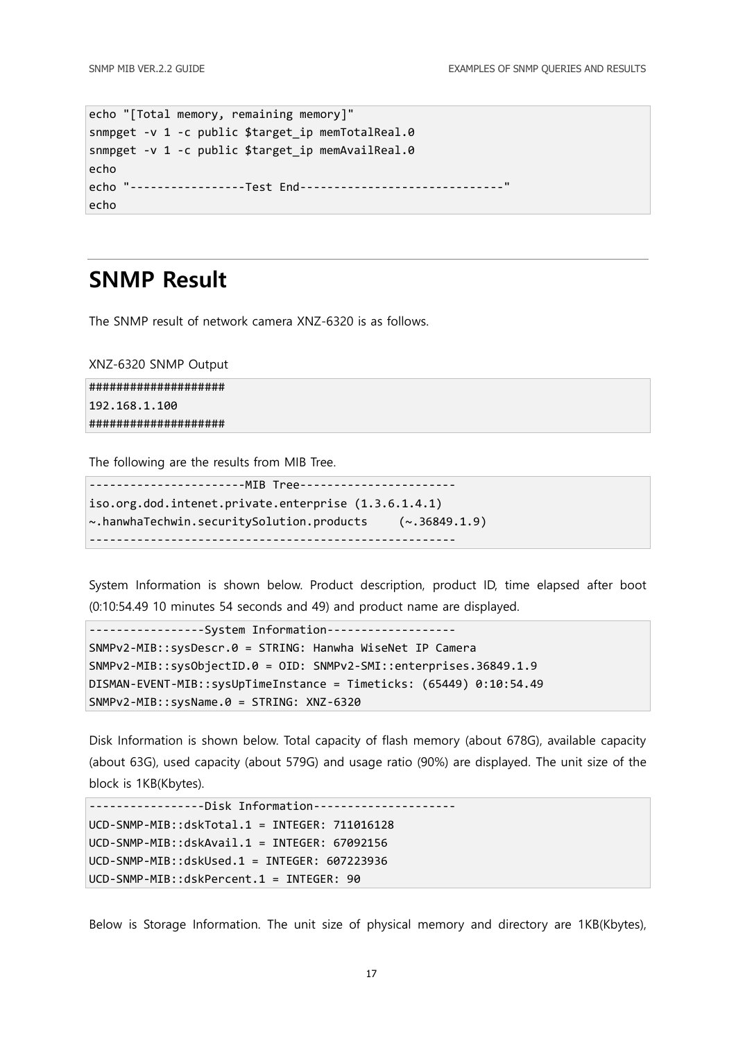```
echo "[Total memory, remaining memory]"
snmpget -v 1 -c public $target_ip memTotalReal.0
snmpget -v 1 -c public $target_ip memAvailReal.0
echo
echo "-----------------Test End------------------------------"
echo
```

---

## SNMP Result

The SNMP result of network camera XNZ-6320 is as follows.

XNZ-6320 SNMP Output

```
####################
192.168.1.100
####################
```

The following are the results from MIB Tree.

```
-----------------------MIB Tree-----------------------
iso.org.dod.intenet.private.enterprise (1.3.6.1.4.1)
~.hanwhaTechwin.securitySolution.products     (~.36849.1.9)
------------------------------------------------------
```

System Information is shown below. Product description, product ID, time elapsed after boot (0:10:54.49 10 minutes 54 seconds and 49) and product name are displayed.

```
-----------------System Information-------------------
SNMPv2-MIB::sysDescr.0 = STRING: Hanwha WiseNet IP Camera
SNMPv2-MIB::sysObjectID.0 = OID: SNMPv2-SMI::enterprises.36849.1.9
DISMAN-EVENT-MIB::sysUpTimeInstance = Timeticks: (65449) 0:10:54.49
SNMPv2-MIB::sysName.0 = STRING: XNZ-6320
```

Disk Information is shown below. Total capacity of flash memory (about 678G), available capacity (about 63G), used capacity (about 579G) and usage ratio (90%) are displayed. The unit size of the block is 1KB(Kbytes).

```
-----------------Disk Information---------------------
UCD-SNMP-MIB::dskTotal.1 = INTEGER: 711016128
UCD-SNMP-MIB::dskAvail.1 = INTEGER: 67092156
UCD-SNMP-MIB::dskUsed.1 = INTEGER: 607223936
UCD-SNMP-MIB::dskPercent.1 = INTEGER: 90
```

Below is Storage Information. The unit size of physical memory and directory are 1KB(Kbytes),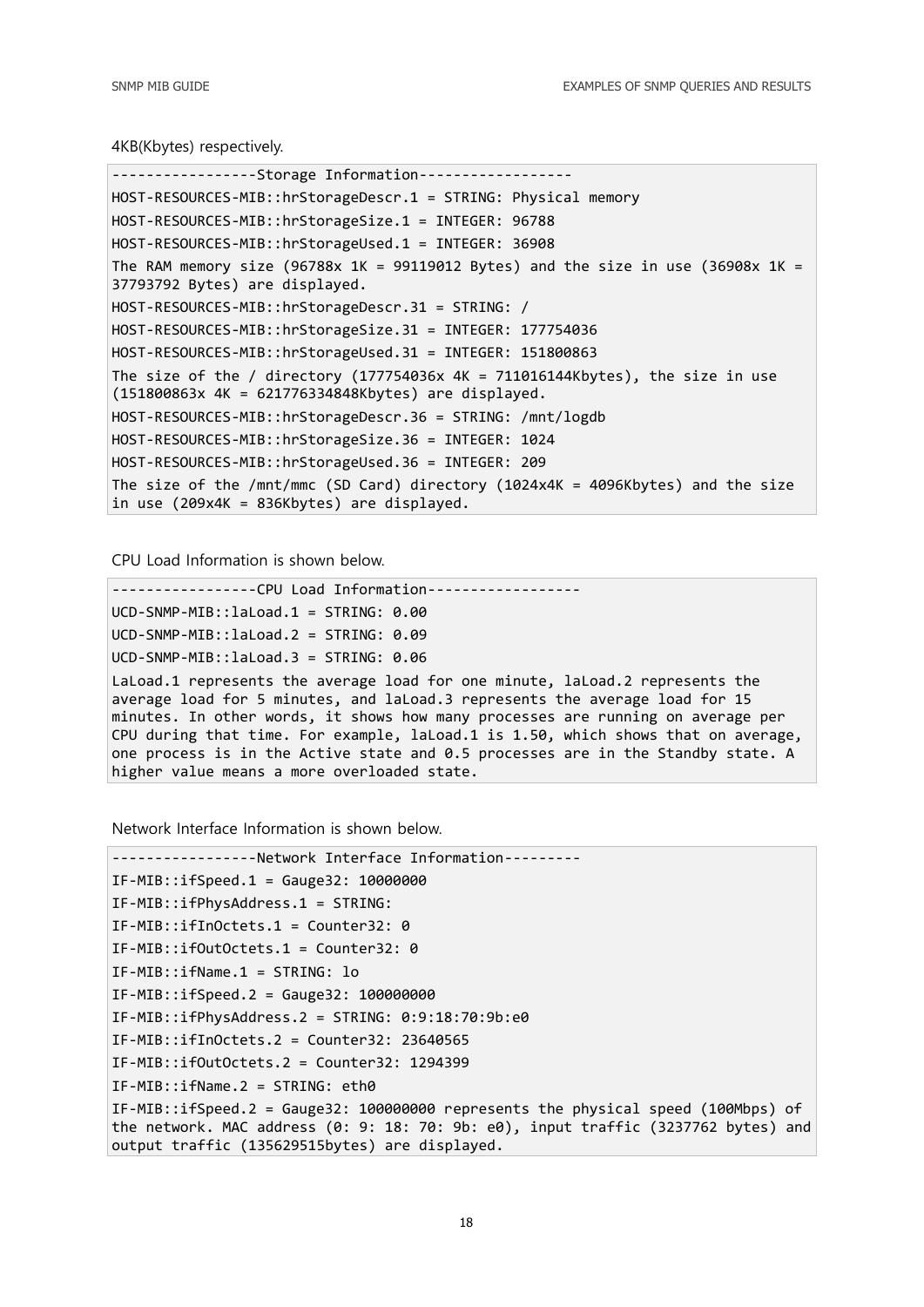4KB(Kbytes) respectively.

```
-----------------Storage Information------------------
HOST-RESOURCES-MIB::hrStorageDescr.1 = STRING: Physical memory
HOST-RESOURCES-MIB::hrStorageSize.1 = INTEGER: 96788
HOST-RESOURCES-MIB::hrStorageUsed.1 = INTEGER: 36908
The RAM memory size (96788x 1K = 99119012 Bytes) and the size in use (36908x 1K =
37793792 Bytes) are displayed.
HOST-RESOURCES-MIB::hrStorageDescr.31 = STRING: /
HOST-RESOURCES-MIB::hrStorageSize.31 = INTEGER: 177754036
HOST-RESOURCES-MIB::hrStorageUsed.31 = INTEGER: 151800863
The size of the / directory (177754036x 4K = 711016144Kbytes), the size in use
(151800863x 4K = 621776334848Kbytes) are displayed.
HOST-RESOURCES-MIB::hrStorageDescr.36 = STRING: /mnt/logdb
HOST-RESOURCES-MIB::hrStorageSize.36 = INTEGER: 1024
HOST-RESOURCES-MIB::hrStorageUsed.36 = INTEGER: 209
The size of the /mnt/mmc (SD Card) directory (1024x4K = 4096Kbytes) and the size
in use (209x4K = 836Kbytes) are displayed.
```

CPU Load Information is shown below.

```
-----------------CPU Load Information------------------
UCD-SNMP-MIB::laLoad.1 = STRING: 0.00
UCD-SNMP-MIB::laLoad.2 = STRING: 0.09
UCD-SNMP-MIB::laLoad.3 = STRING: 0.06
LaLoad.1 represents the average load for one minute, laLoad.2 represents the
average load for 5 minutes, and laLoad.3 represents the average load for 15
minutes. In other words, it shows how many processes are running on average per
CPU during that time. For example, laLoad.1 is 1.50, which shows that on average,
one process is in the Active state and 0.5 processes are in the Standby state. A
higher value means a more overloaded state.
```

Network Interface Information is shown below.

```
-----------------Network Interface Information---------
IF-MIB::ifSpeed.1 = Gauge32: 10000000
IF-MIB::ifPhysAddress.1 = STRING:
IF-MIB::ifInOctets.1 = Counter32: 0
IF-MIB::ifOutOctets.1 = Counter32: 0
IF-MIB::ifName.1 = STRING: lo
IF-MIB::ifSpeed.2 = Gauge32: 100000000
IF-MIB::ifPhysAddress.2 = STRING: 0:9:18:70:9b:e0
IF-MIB::ifInOctets.2 = Counter32: 23640565
IF-MIB::ifOutOctets.2 = Counter32: 1294399
IF-MIB::ifName.2 = STRING: eth0
IF-MIB::ifSpeed.2 = Gauge32: 100000000 represents the physical speed (100Mbps) of
the network. MAC address (0: 9: 18: 70: 9b: e0), input traffic (3237762 bytes) and
output traffic (135629515bytes) are displayed.
```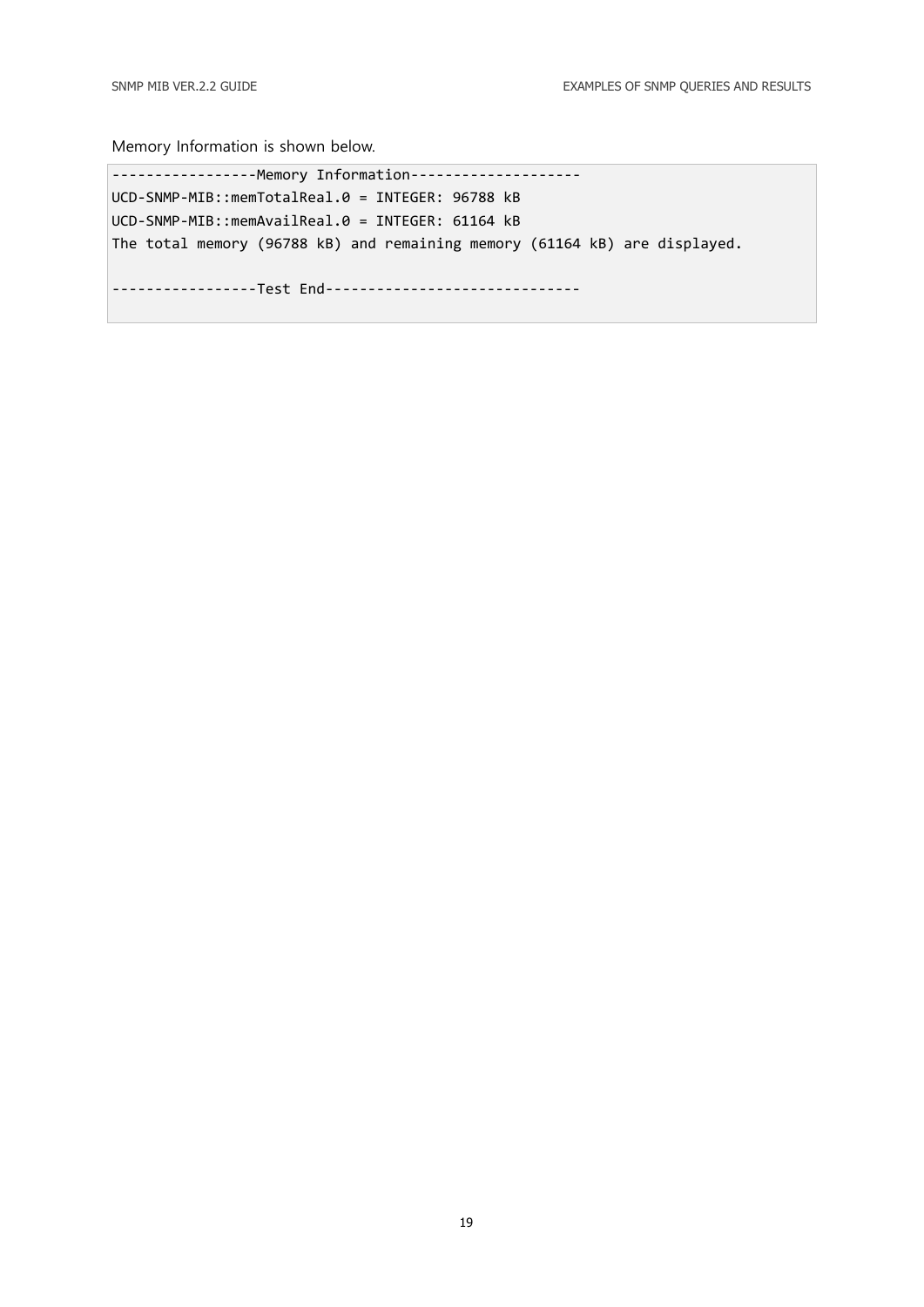Memory Information is shown below.

```
-----------------Memory Information--------------------
UCD-SNMP-MIB::memTotalReal.0 = INTEGER: 96788 kB
UCD-SNMP-MIB::memAvailReal.0 = INTEGER: 61164 kB
The total memory (96788 kB) and remaining memory (61164 kB) are displayed.

-----------------Test End------------------------------
```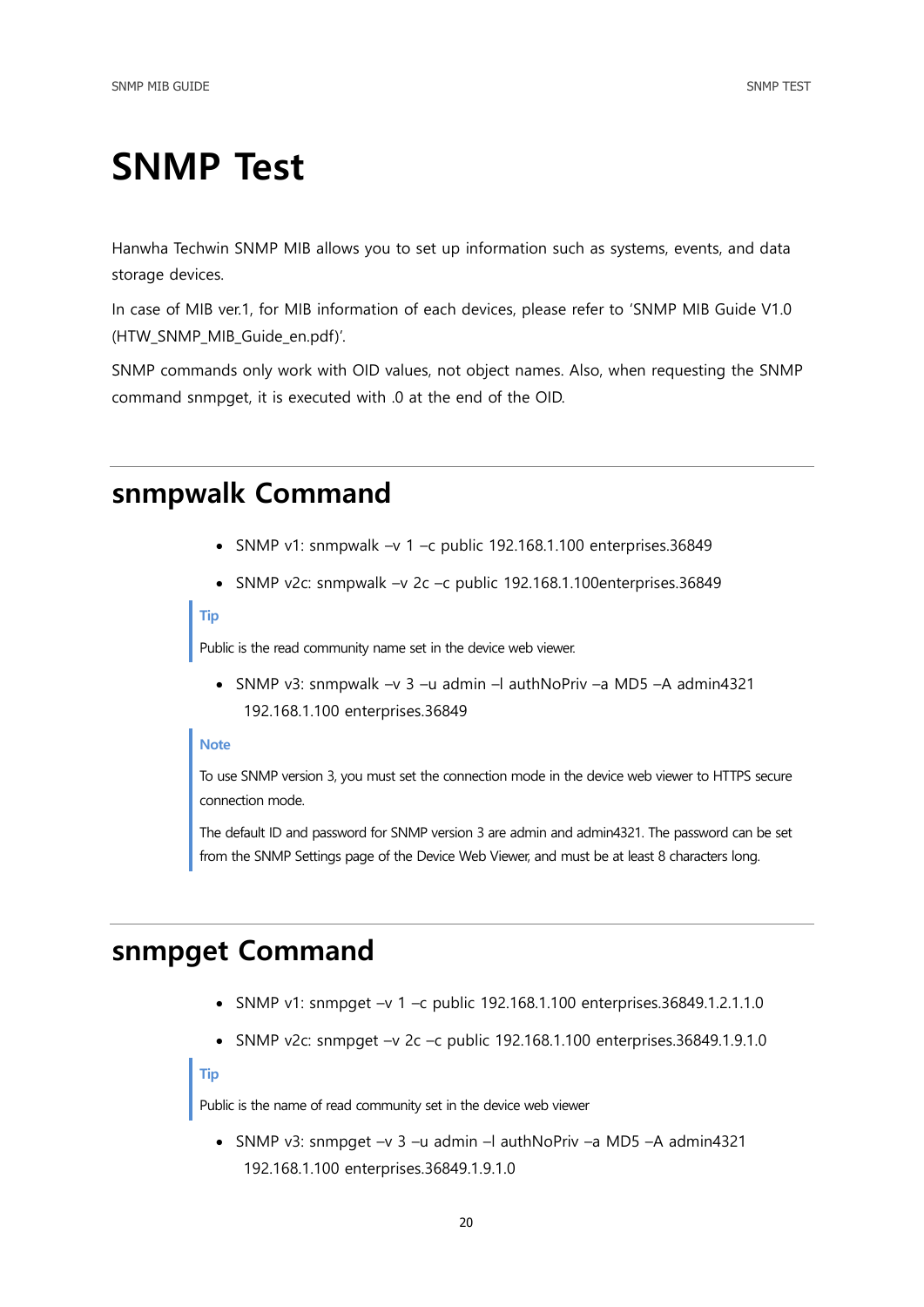# SNMP Test

Hanwha Techwin SNMP MIB allows you to set up information such as systems, events, and data storage devices.

In case of MIB ver.1, for MIB information of each devices, please refer to 'SNMP MIB Guide V1.0 (HTW_SNMP_MIB_Guide_en.pdf)'.

SNMP commands only work with OID values, not object names. Also, when requesting the SNMP command snmpget, it is executed with .0 at the end of the OID.

## snmpwalk Command

- SNMP v1: snmpwalk –v 1 –c public 192.168.1.100 enterprises.36849
- SNMP v2c: snmpwalk –v 2c –c public 192.168.1.100enterprises.36849

> **Tip**
>
> Public is the read community name set in the device web viewer.

- SNMP v3: snmpwalk –v 3 –u admin –l authNoPriv –a MD5 –A admin4321 192.168.1.100 enterprises.36849

> **Note**
>
> To use SNMP version 3, you must set the connection mode in the device web viewer to HTTPS secure connection mode.
>
> The default ID and password for SNMP version 3 are admin and admin4321. The password can be set from the SNMP Settings page of the Device Web Viewer, and must be at least 8 characters long.

## snmpget Command

- SNMP v1: snmpget –v 1 –c public 192.168.1.100 enterprises.36849.1.2.1.1.0
- SNMP v2c: snmpget –v 2c –c public 192.168.1.100 enterprises.36849.1.9.1.0

> **Tip**
>
> Public is the name of read community set in the device web viewer

- SNMP v3: snmpget –v 3 –u admin –l authNoPriv –a MD5 –A admin4321 192.168.1.100 enterprises.36849.1.9.1.0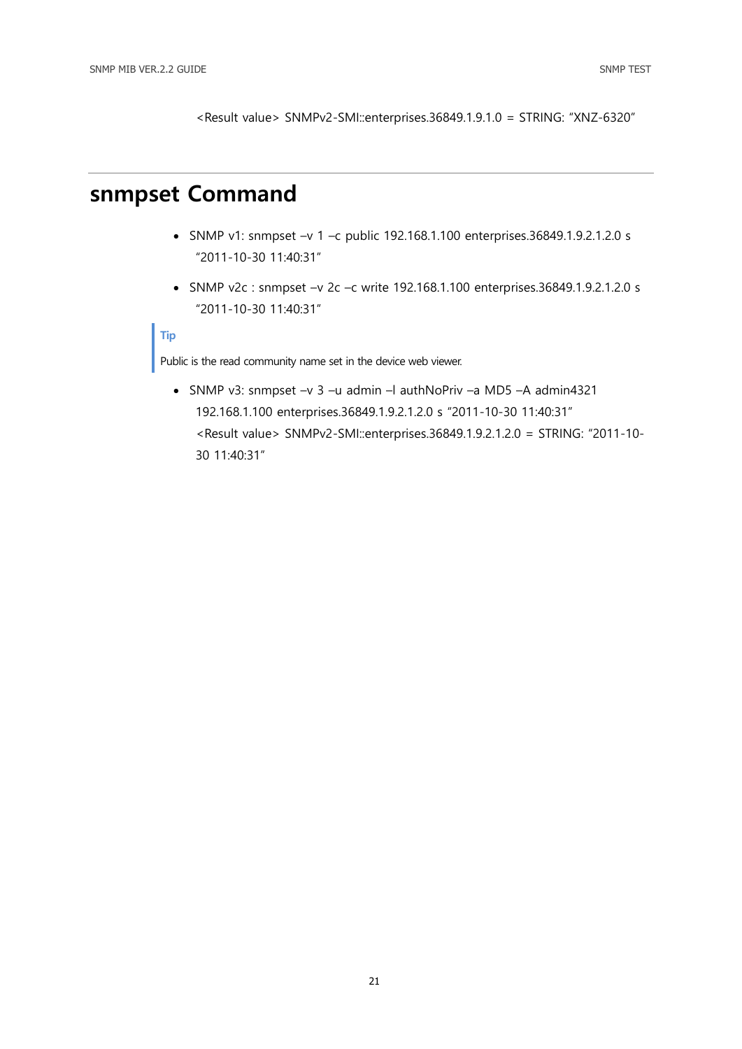<Result value> SNMPv2-SMI::enterprises.36849.1.9.1.0 = STRING: "XNZ-6320"

## snmpset Command

- SNMP v1: snmpset –v 1 –c public 192.168.1.100 enterprises.36849.1.9.2.1.2.0 s "2011-10-30 11:40:31"
- SNMP v2c : snmpset –v 2c –c write 192.168.1.100 enterprises.36849.1.9.2.1.2.0 s "2011-10-30 11:40:31"

> **Tip**
>
> Public is the read community name set in the device web viewer.

- SNMP v3: snmpset –v 3 –u admin –l authNoPriv –a MD5 –A admin4321 192.168.1.100 enterprises.36849.1.9.2.1.2.0 s "2011-10-30 11:40:31"
  <Result value> SNMPv2-SMI::enterprises.36849.1.9.2.1.2.0 = STRING: "2011-10-30 11:40:31"